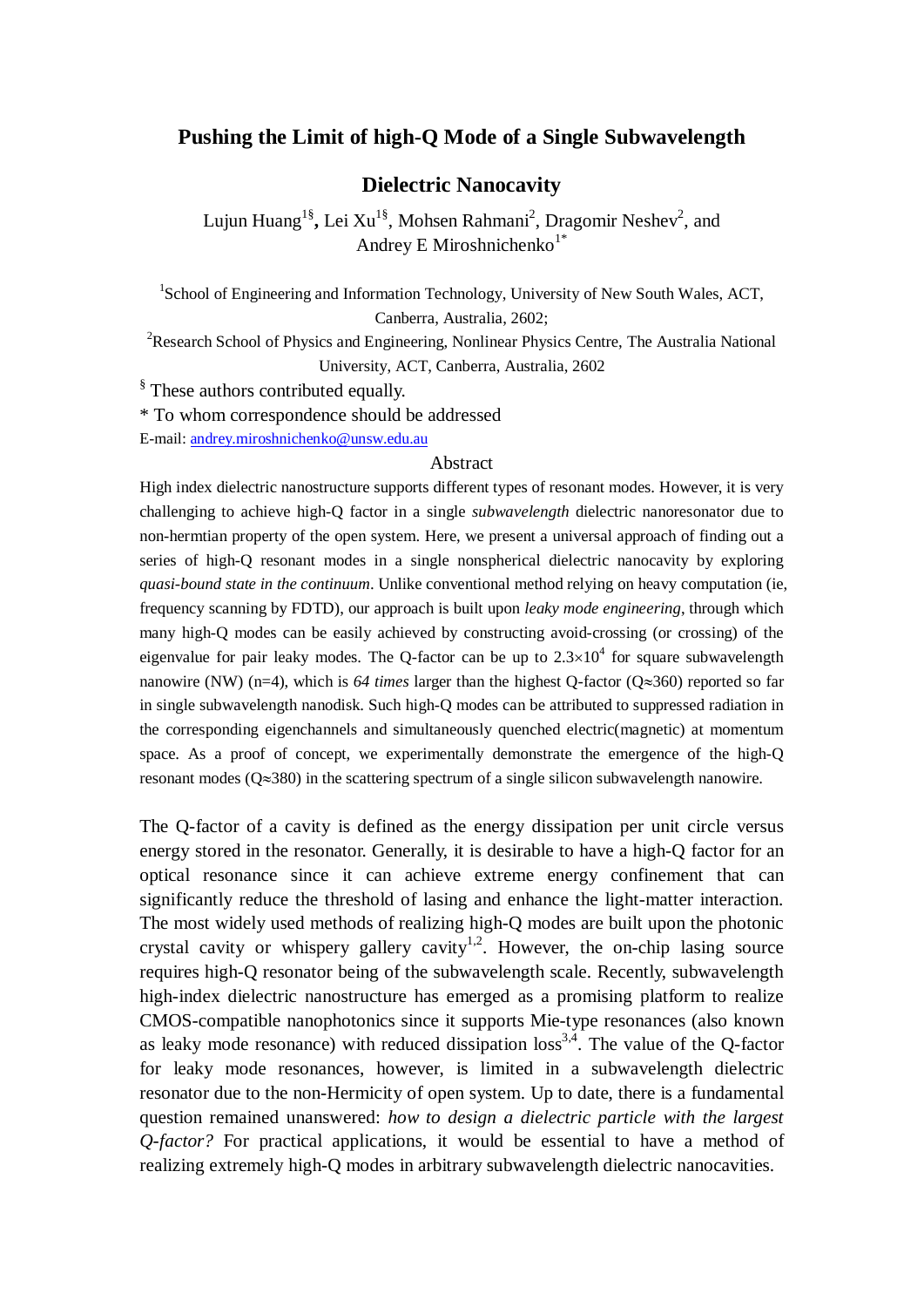# Pushing the Limit of high-Q Mode of a Single Subwavelength Dielectric Nanocavity

Lujun Huang[1§], Lei Xu[1§], Mohsen Rahmani[2], Dragomir Neshev[2], and Andrey E Miroshnichenko[1*]

[1]School of Engineering and Information Technology, University of New South Wales, ACT, Canberra, Australia, 2602;

[2]Research School of Physics and Engineering, Nonlinear Physics Centre, The Australia National University, ACT, Canberra, Australia, 2602

[§] These authors contributed equally.

\* To whom correspondence should be addressed

E-mail: andrey.miroshnichenko@unsw.edu.au

## Abstract

High index dielectric nanostructure supports different types of resonant modes. However, it is very challenging to achieve high-Q factor in a single *subwavelength* dielectric nanoresonator due to non-hermtian property of the open system. Here, we present a universal approach of finding out a series of high-Q resonant modes in a single nonspherical dielectric nanocavity by exploring *quasi-bound state in the continuum*. Unlike conventional method relying on heavy computation (ie, frequency scanning by FDTD), our approach is built upon *leaky mode engineering*, through which many high-Q modes can be easily achieved by constructing avoid-crossing (or crossing) of the eigenvalue for pair leaky modes. The Q-factor can be up to $2.3\times10^4$ for square subwavelength nanowire (NW) (n=4), which is *64 times* larger than the highest Q-factor ($Q\approx360$) reported so far in single subwavelength nanodisk. Such high-Q modes can be attributed to suppressed radiation in the corresponding eigenchannels and simultaneously quenched electric(magnetic) at momentum space. As a proof of concept, we experimentally demonstrate the emergence of the high-Q resonant modes ($Q\approx380$) in the scattering spectrum of a single silicon subwavelength nanowire.

The Q-factor of a cavity is defined as the energy dissipation per unit circle versus energy stored in the resonator. Generally, it is desirable to have a high-Q factor for an optical resonance since it can achieve extreme energy confinement that can significantly reduce the threshold of lasing and enhance the light-matter interaction. The most widely used methods of realizing high-Q modes are built upon the photonic crystal cavity or whispery gallery cavity[1,2]. However, the on-chip lasing source requires high-Q resonator being of the subwavelength scale. Recently, subwavelength high-index dielectric nanostructure has emerged as a promising platform to realize CMOS-compatible nanophotonics since it supports Mie-type resonances (also known as leaky mode resonance) with reduced dissipation loss[3,4]. The value of the Q-factor for leaky mode resonances, however, is limited in a subwavelength dielectric resonator due to the non-Hermicity of open system. Up to date, there is a fundamental question remained unanswered: *how to design a dielectric particle with the largest Q-factor?* For practical applications, it would be essential to have a method of realizing extremely high-Q modes in arbitrary subwavelength dielectric nanocavities.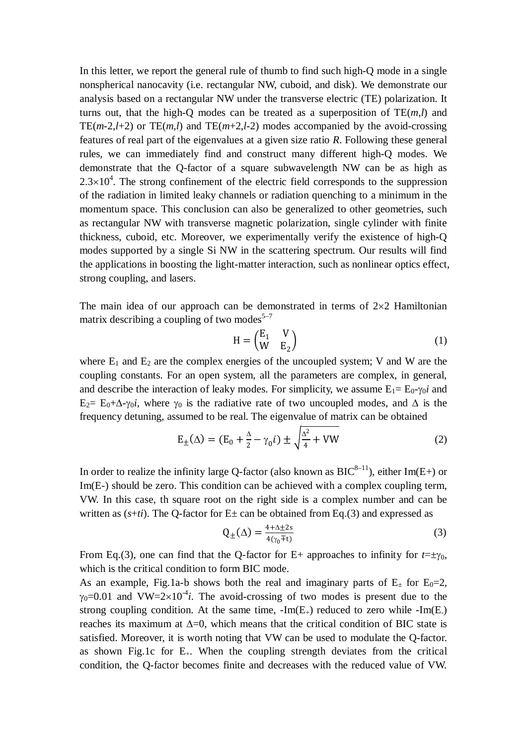In this letter, we report the general rule of thumb to find such high-Q mode in a single nonspherical nanocavity (i.e. rectangular NW, cuboid, and disk). We demonstrate our analysis based on a rectangular NW under the transverse electric (TE) polarization. It turns out, that the high-Q modes can be treated as a superposition of TE($m$,$l$) and TE($m$-2,$l$+2) or TE($m$,$l$) and TE($m$+2,$l$-2) modes accompanied by the avoid-crossing features of real part of the eigenvalues at a given size ratio $R$. Following these general rules, we can immediately find and construct many different high-Q modes. We demonstrate that the Q-factor of a square subwavelength NW can be as high as $2.3\times10^4$. The strong confinement of the electric field corresponds to the suppression of the radiation in limited leaky channels or radiation quenching to a minimum in the momentum space. This conclusion can also be generalized to other geometries, such as rectangular NW with transverse magnetic polarization, single cylinder with finite thickness, cuboid, etc. Moreover, we experimentally verify the existence of high-Q modes supported by a single Si NW in the scattering spectrum. Our results will find the applications in boosting the light-matter interaction, such as nonlinear optics effect, strong coupling, and lasers.

The main idea of our approach can be demonstrated in terms of 2×2 Hamiltonian matrix describing a coupling of two modes[5–7]

$$\mathrm{H} = \begin{pmatrix} \mathrm{E}_1 & \mathrm{V} \\ \mathrm{W} & \mathrm{E}_2 \end{pmatrix} \quad (1)$$

where $E_1$ and $E_2$ are the complex energies of the uncoupled system; V and W are the coupling constants. For an open system, all the parameters are complex, in general, and describe the interaction of leaky modes. For simplicity, we assume $E_1= E_0-\gamma_0 i$ and $E_2= E_0+\Delta-\gamma_0 i$, where $\gamma_0$ is the radiative rate of two uncoupled modes, and $\Delta$ is the frequency detuning, assumed to be real. The eigenvalue of matrix can be obtained

$$\mathrm{E}_{\pm}(\Delta) = (\mathrm{E}_0 + \frac{\Delta}{2} - \gamma_0 i) \pm \sqrt{\frac{\Delta^2}{4} + \mathrm{VW}} \quad (2)$$

In order to realize the infinity large Q-factor (also known as BIC[8–11]), either Im(E+) or Im(E-) should be zero. This condition can be achieved with a complex coupling term, VW. In this case, th square root on the right side is a complex number and can be written as ($s$+$ti$). The Q-factor for E± can be obtained from Eq.(3) and expressed as

$$\mathrm{Q}_{\pm}(\Delta) = \frac{4+\Delta\pm 2s}{4(\gamma_0 \mp t)} \quad (3)$$

From Eq.(3), one can find that the Q-factor for E+ approaches to infinity for $t=\pm\gamma_0$, which is the critical condition to form BIC mode.

As an example, Fig.1a-b shows both the real and imaginary parts of $E_{\pm}$ for $E_0=2$, $\gamma_0=0.01$ and $VW=2\times10^{-4}i$. The avoid-crossing of two modes is present due to the strong coupling condition. At the same time, $-\mathrm{Im}(E_+)$ reduced to zero while $-\mathrm{Im}(E_-)$ reaches its maximum at $\Delta=0$, which means that the critical condition of BIC state is satisfied. Moreover, it is worth noting that VW can be used to modulate the Q-factor. as shown Fig.1c for $E_+$. When the coupling strength deviates from the critical condition, the Q-factor becomes finite and decreases with the reduced value of VW.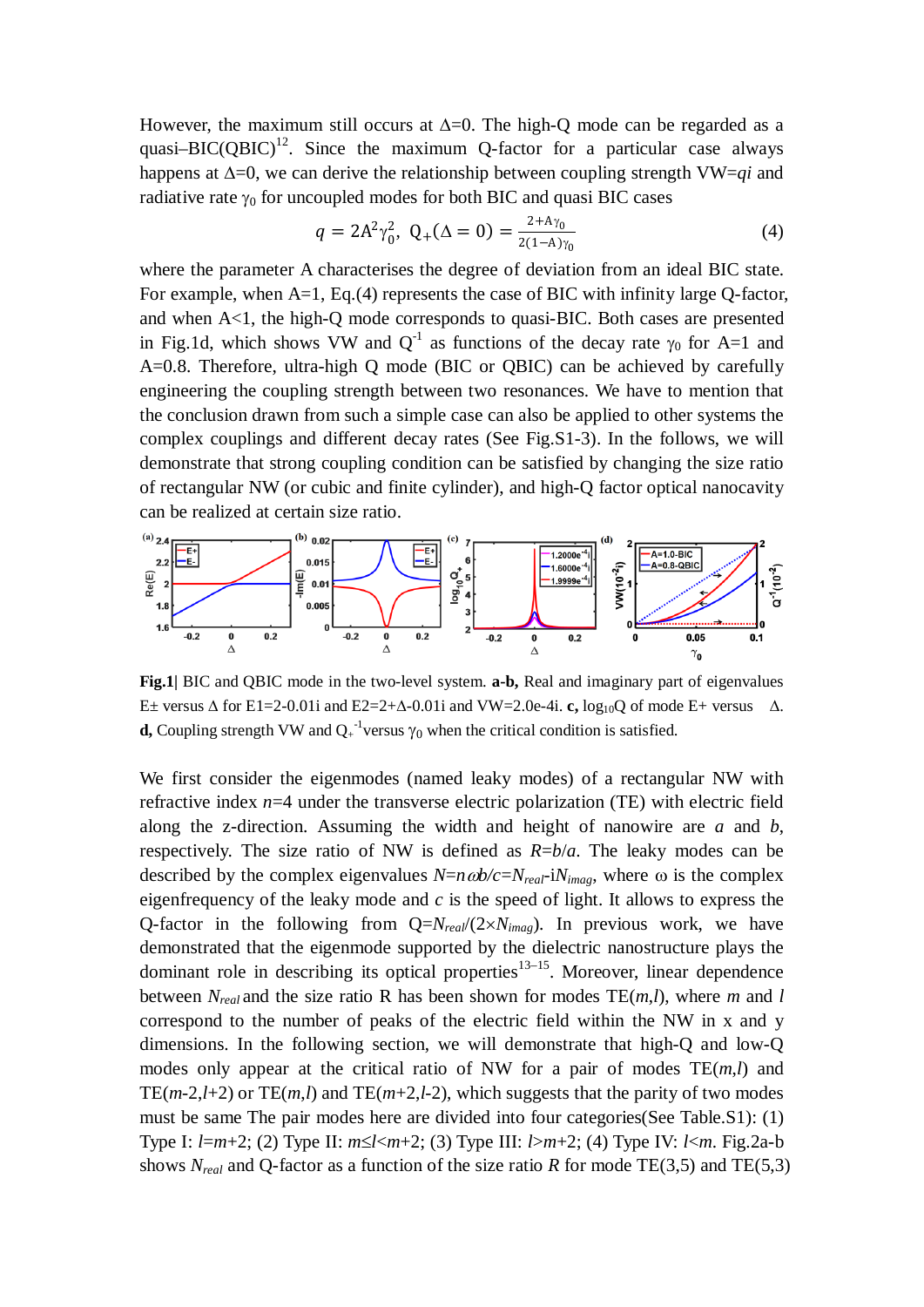However, the maximum still occurs at $\Delta$=0. The high-Q mode can be regarded as a quasi–BIC(QBIC)[12]. Since the maximum Q-factor for a particular case always happens at $\Delta$=0, we can derive the relationship between coupling strength VW=$qi$ and radiative rate $\gamma_0$ for uncoupled modes for both BIC and quasi BIC cases

$$q = 2A^2\gamma_0^2,\ Q_+(\Delta = 0) = \frac{2+A\gamma_0}{2(1-A)\gamma_0} \tag{4}$$

where the parameter A characterises the degree of deviation from an ideal BIC state. For example, when A=1, Eq.(4) represents the case of BIC with infinity large Q-factor, and when A<1, the high-Q mode corresponds to quasi-BIC. Both cases are presented in Fig.1d, which shows VW and $Q^{-1}$ as functions of the decay rate $\gamma_0$ for A=1 and A=0.8. Therefore, ultra-high Q mode (BIC or QBIC) can be achieved by carefully engineering the coupling strength between two resonances. We have to mention that the conclusion drawn from such a simple case can also be applied to other systems the complex couplings and different decay rates (See Fig.S1-3). In the follows, we will demonstrate that strong coupling condition can be satisfied by changing the size ratio of rectangular NW (or cubic and finite cylinder), and high-Q factor optical nanocavity can be realized at certain size ratio.

**Fig.1**| BIC and QBIC mode in the two-level system. **a-b,** Real and imaginary part of eigenvalues E± versus $\Delta$ for E1=2-0.01i and E2=2+$\Delta$-0.01i and VW=2.0e-4i. **c,** $\log_{10}$Q of mode E+ versus $\Delta$. **d,** Coupling strength VW and $Q_+^{-1}$versus $\gamma_0$ when the critical condition is satisfied.

We first consider the eigenmodes (named leaky modes) of a rectangular NW with refractive index $n$=4 under the transverse electric polarization (TE) with electric field along the z-direction. Assuming the width and height of nanowire are $a$ and $b$, respectively. The size ratio of NW is defined as $R=b/a$. The leaky modes can be described by the complex eigenvalues $N=n\omega b/c=N_{real}$-i$N_{imag}$, where ω is the complex eigenfrequency of the leaky mode and $c$ is the speed of light. It allows to express the Q-factor in the following from Q=$N_{real}/(2\times N_{imag})$. In previous work, we have demonstrated that the eigenmode supported by the dielectric nanostructure plays the dominant role in describing its optical properties[13–15]. Moreover, linear dependence between $N_{real}$ and the size ratio R has been shown for modes TE($m$,$l$), where $m$ and $l$ correspond to the number of peaks of the electric field within the NW in x and y dimensions. In the following section, we will demonstrate that high-Q and low-Q modes only appear at the critical ratio of NW for a pair of modes TE($m$,$l$) and TE($m$-2,$l$+2) or TE($m$,$l$) and TE($m$+2,$l$-2), which suggests that the parity of two modes must be same The pair modes here are divided into four categories(See Table.S1): (1) Type I: $l=m+2$; (2) Type II: $m\le l<m+2$; (3) Type III: $l>m+2$; (4) Type IV: $l<m$. Fig.2a-b shows $N_{real}$ and Q-factor as a function of the size ratio $R$ for mode TE(3,5) and TE(5,3)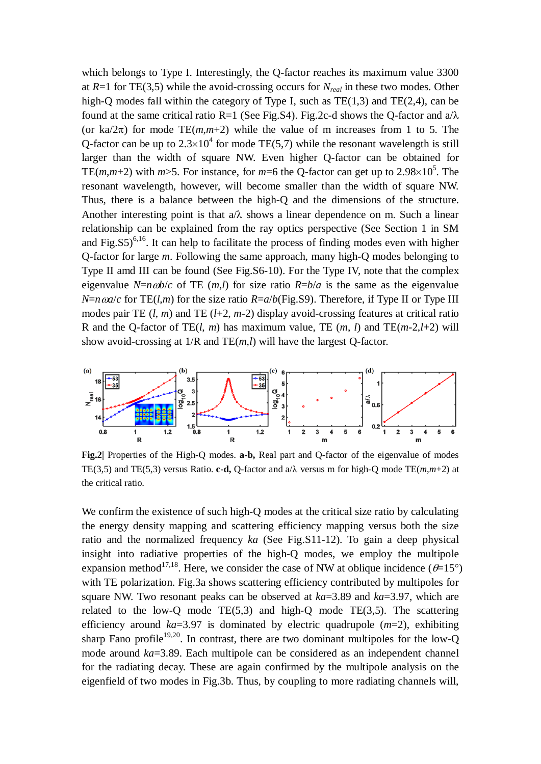which belongs to Type I. Interestingly, the Q-factor reaches its maximum value 3300 at $R$=1 for TE(3,5) while the avoid-crossing occurs for $N_{real}$ in these two modes. Other high-Q modes fall within the category of Type I, such as TE(1,3) and TE(2,4), can be found at the same critical ratio R=1 (See Fig.S4). Fig.2c-d shows the Q-factor and a/λ (or ka/2π) for mode TE($m$,$m$+2) while the value of m increases from 1 to 5. The Q-factor can be up to $2.3\times10^4$ for mode TE(5,7) while the resonant wavelength is still larger than the width of square NW. Even higher Q-factor can be obtained for TE($m$,$m$+2) with $m$>5. For instance, for $m$=6 the Q-factor can get up to $2.98\times10^5$. The resonant wavelength, however, will become smaller than the width of square NW. Thus, there is a balance between the high-Q and the dimensions of the structure. Another interesting point is that a/λ shows a linear dependence on m. Such a linear relationship can be explained from the ray optics perspective (See Section 1 in SM and Fig.S5)[6,16]. It can help to facilitate the process of finding modes even with higher Q-factor for large $m$. Following the same approach, many high-Q modes belonging to Type II amd III can be found (See Fig.S6-10). For the Type IV, note that the complex eigenvalue $N=n\omega b/c$ of TE ($m$,$l$) for size ratio $R=b/a$ is the same as the eigenvalue $N=n\omega a/c$ for TE($l$,$m$) for the size ratio $R=a/b$(Fig.S9). Therefore, if Type II or Type III modes pair TE ($l$, $m$) and TE ($l$+2, $m$-2) display avoid-crossing features at critical ratio R and the Q-factor of TE($l$, $m$) has maximum value, TE ($m$, $l$) and TE($m$-2,$l$+2) will show avoid-crossing at 1/R and TE($m$,$l$) will have the largest Q-factor.

**Fig.2|** Properties of the High-Q modes. **a-b,** Real part and Q-factor of the eigenvalue of modes TE(3,5) and TE(5,3) versus Ratio. **c-d,** Q-factor and a/λ versus m for high-Q mode TE($m$,$m$+2) at the critical ratio.

We confirm the existence of such high-Q modes at the critical size ratio by calculating the energy density mapping and scattering efficiency mapping versus both the size ratio and the normalized frequency $ka$ (See Fig.S11-12). To gain a deep physical insight into radiative properties of the high-Q modes, we employ the multipole expansion method[17,18]. Here, we consider the case of NW at oblique incidence ($\theta$=15°) with TE polarization. Fig.3a shows scattering efficiency contributed by multipoles for square NW. Two resonant peaks can be observed at $ka$=3.89 and $ka$=3.97, which are related to the low-Q mode TE(5,3) and high-Q mode TE(3,5). The scattering efficiency around $ka$=3.97 is dominated by electric quadrupole ($m$=2), exhibiting sharp Fano profile[19,20]. In contrast, there are two dominant multipoles for the low-Q mode around $ka$=3.89. Each multipole can be considered as an independent channel for the radiating decay. These are again confirmed by the multipole analysis on the eigenfield of two modes in Fig.3b. Thus, by coupling to more radiating channels will,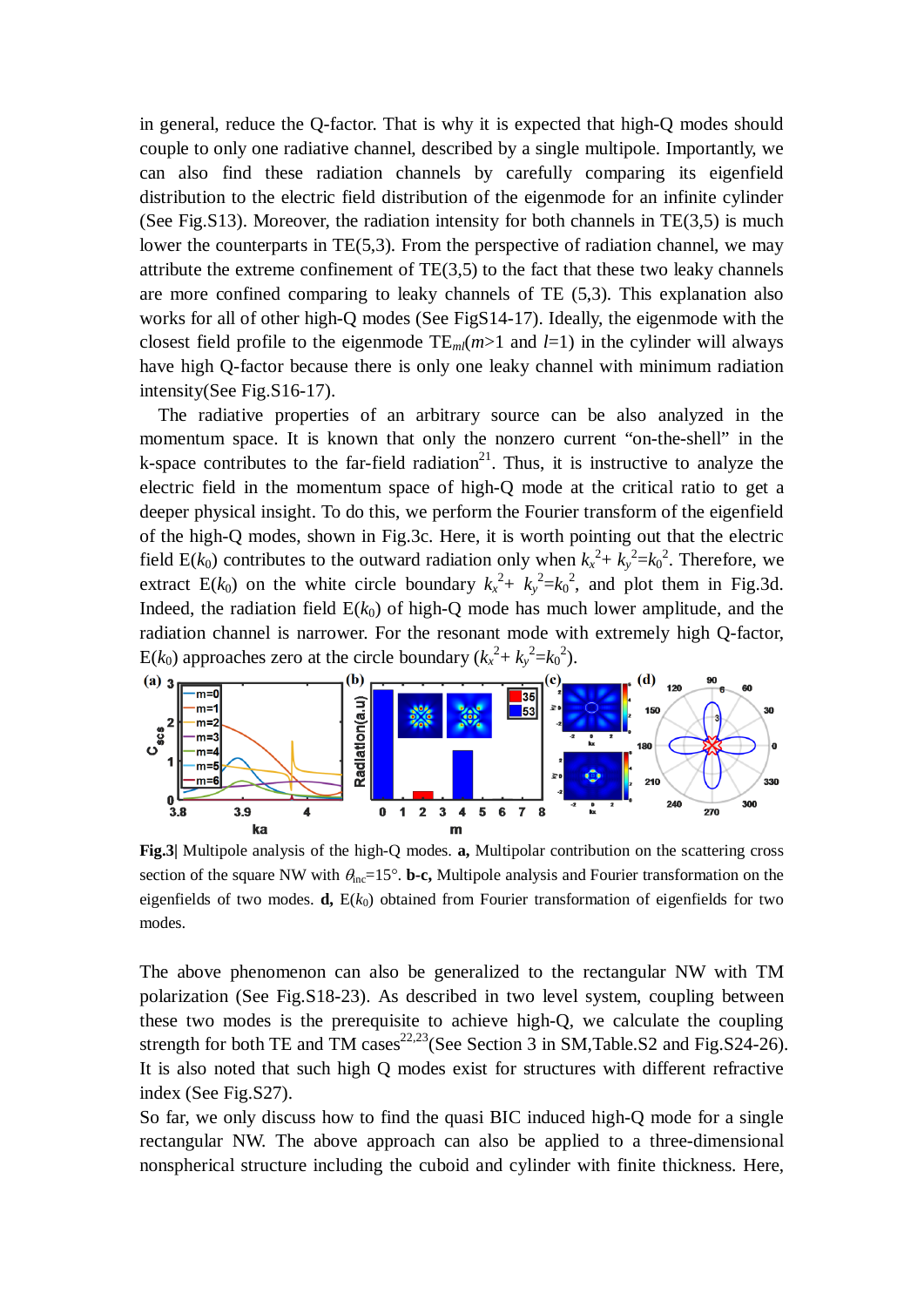in general, reduce the Q-factor. That is why it is expected that high-Q modes should couple to only one radiative channel, described by a single multipole. Importantly, we can also find these radiation channels by carefully comparing its eigenfield distribution to the electric field distribution of the eigenmode for an infinite cylinder (See Fig.S13). Moreover, the radiation intensity for both channels in TE(3,5) is much lower the counterparts in TE(5,3). From the perspective of radiation channel, we may attribute the extreme confinement of TE(3,5) to the fact that these two leaky channels are more confined comparing to leaky channels of TE (5,3). This explanation also works for all of other high-Q modes (See FigS14-17). Ideally, the eigenmode with the closest field profile to the eigenmode $TE_{ml}$($m$>1 and $l$=1) in the cylinder will always have high Q-factor because there is only one leaky channel with minimum radiation intensity(See Fig.S16-17).

The radiative properties of an arbitrary source can be also analyzed in the momentum space. It is known that only the nonzero current "on-the-shell" in the k-space contributes to the far-field radiation[21]. Thus, it is instructive to analyze the electric field in the momentum space of high-Q mode at the critical ratio to get a deeper physical insight. To do this, we perform the Fourier transform of the eigenfield of the high-Q modes, shown in Fig.3c. Here, it is worth pointing out that the electric field $E(k_0)$ contributes to the outward radiation only when $k_x^2+k_y^2=k_0^2$. Therefore, we extract $E(k_0)$ on the white circle boundary $k_x^2+k_y^2=k_0^2$, and plot them in Fig.3d. Indeed, the radiation field $E(k_0)$ of high-Q mode has much lower amplitude, and the radiation channel is narrower. For the resonant mode with extremely high Q-factor, $E(k_0)$ approaches zero at the circle boundary ($k_x^2+k_y^2=k_0^2$).

**Fig.3|** Multipole analysis of the high-Q modes. **a,** Multipolar contribution on the scattering cross section of the square NW with $\theta_{inc}$=15°. **b-c,** Multipole analysis and Fourier transformation on the eigenfields of two modes. **d,** $E(k_0)$ obtained from Fourier transformation of eigenfields for two modes.

The above phenomenon can also be generalized to the rectangular NW with TM polarization (See Fig.S18-23). As described in two level system, coupling between these two modes is the prerequisite to achieve high-Q, we calculate the coupling strength for both TE and TM cases[22,23](See Section 3 in SM,Table.S2 and Fig.S24-26). It is also noted that such high Q modes exist for structures with different refractive index (See Fig.S27).

So far, we only discuss how to find the quasi BIC induced high-Q mode for a single rectangular NW. The above approach can also be applied to a three-dimensional nonspherical structure including the cuboid and cylinder with finite thickness. Here,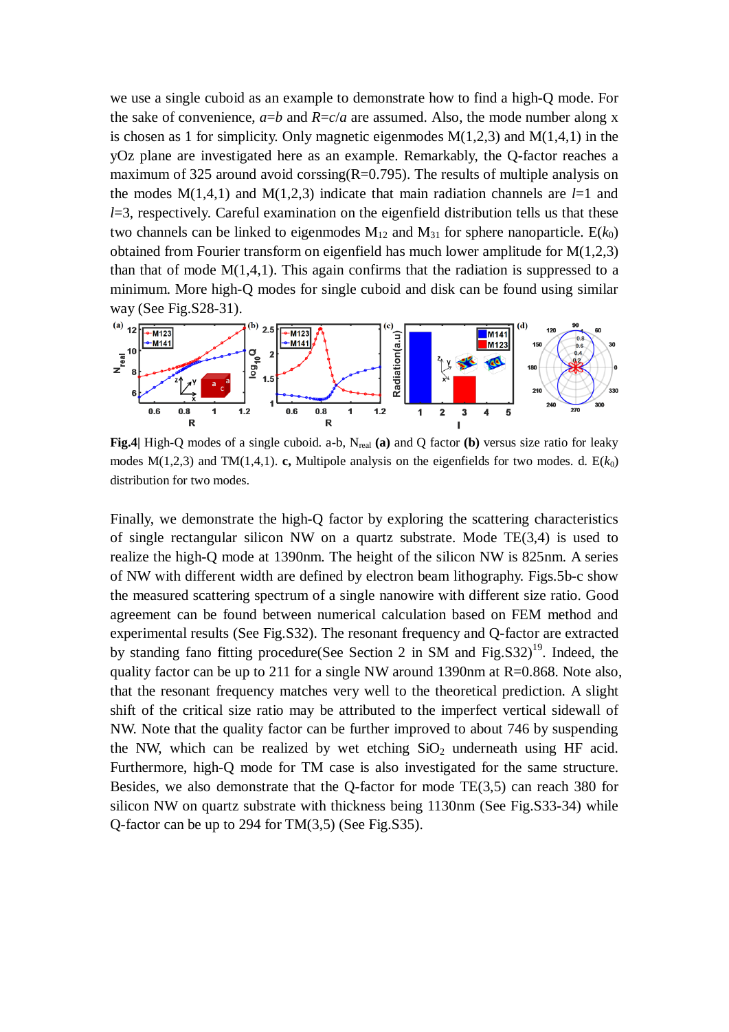we use a single cuboid as an example to demonstrate how to find a high-Q mode. For the sake of convenience, $a$=$b$ and $R$=$c$/$a$ are assumed. Also, the mode number along x is chosen as 1 for simplicity. Only magnetic eigenmodes M(1,2,3) and M(1,4,1) in the yOz plane are investigated here as an example. Remarkably, the Q-factor reaches a maximum of 325 around avoid corssing(R=0.795). The results of multiple analysis on the modes M(1,4,1) and M(1,2,3) indicate that main radiation channels are $l$=1 and $l$=3, respectively. Careful examination on the eigenfield distribution tells us that these two channels can be linked to eigenmodes $M_{12}$ and $M_{31}$ for sphere nanoparticle. E($k_0$) obtained from Fourier transform on eigenfield has much lower amplitude for M(1,2,3) than that of mode M(1,4,1). This again confirms that the radiation is suppressed to a minimum. More high-Q modes for single cuboid and disk can be found using similar way (See Fig.S28-31).

**Fig.4**| High-Q modes of a single cuboid. a-b, $N_{real}$ **(a)** and Q factor **(b)** versus size ratio for leaky modes M(1,2,3) and TM(1,4,1). **c,** Multipole analysis on the eigenfields for two modes. d. E($k_0$) distribution for two modes.

Finally, we demonstrate the high-Q factor by exploring the scattering characteristics of single rectangular silicon NW on a quartz substrate. Mode TE(3,4) is used to realize the high-Q mode at 1390nm. The height of the silicon NW is 825nm. A series of NW with different width are defined by electron beam lithography. Figs.5b-c show the measured scattering spectrum of a single nanowire with different size ratio. Good agreement can be found between numerical calculation based on FEM method and experimental results (See Fig.S32). The resonant frequency and Q-factor are extracted by standing fano fitting procedure(See Section 2 in SM and Fig.S32)[19]. Indeed, the quality factor can be up to 211 for a single NW around 1390nm at R=0.868. Note also, that the resonant frequency matches very well to the theoretical prediction. A slight shift of the critical size ratio may be attributed to the imperfect vertical sidewall of NW. Note that the quality factor can be further improved to about 746 by suspending the NW, which can be realized by wet etching $SiO_2$ underneath using HF acid. Furthermore, high-Q mode for TM case is also investigated for the same structure. Besides, we also demonstrate that the Q-factor for mode TE(3,5) can reach 380 for silicon NW on quartz substrate with thickness being 1130nm (See Fig.S33-34) while Q-factor can be up to 294 for TM(3,5) (See Fig.S35).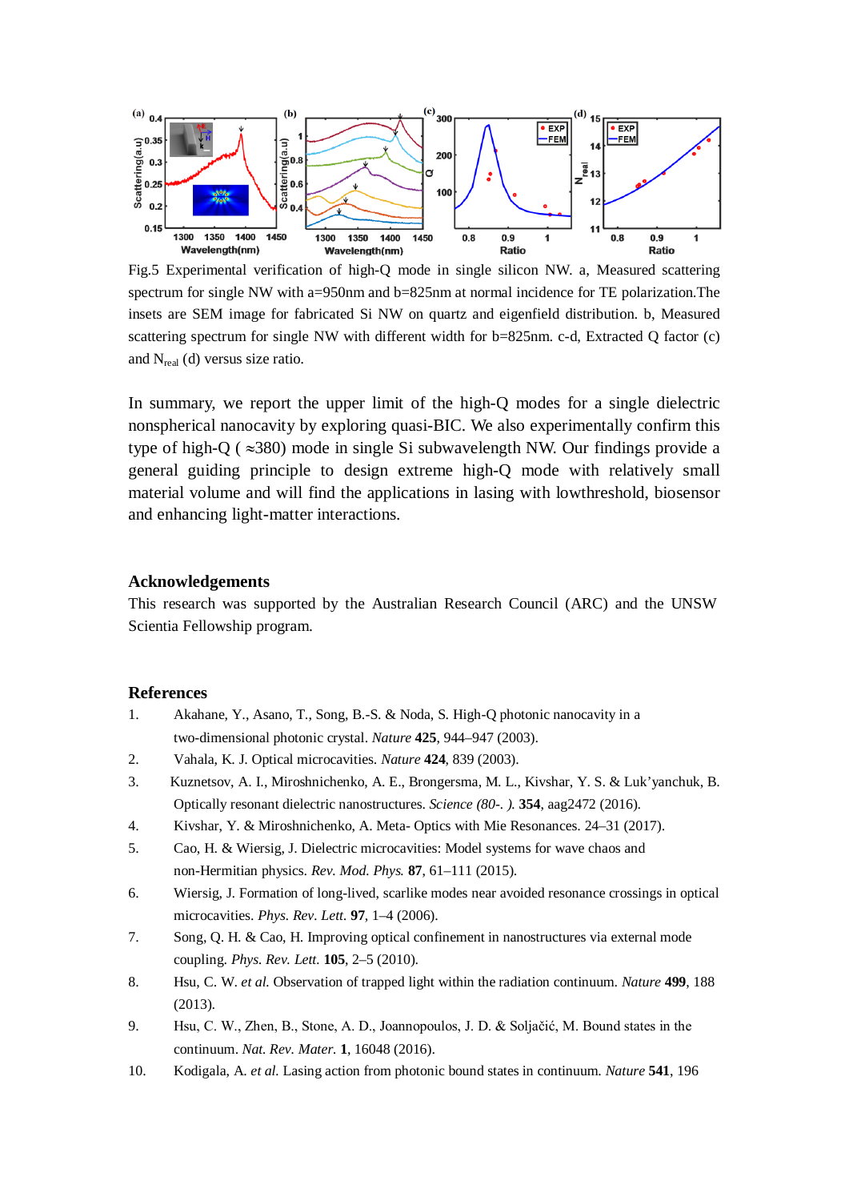Fig.5 Experimental verification of high-Q mode in single silicon NW. a, Measured scattering spectrum for single NW with a=950nm and b=825nm at normal incidence for TE polarization.The insets are SEM image for fabricated Si NW on quartz and eigenfield distribution. b, Measured scattering spectrum for single NW with different width for b=825nm. c-d, Extracted Q factor (c) and $N_{real}$ (d) versus size ratio.

In summary, we report the upper limit of the high-Q modes for a single dielectric nonspherical nanocavity by exploring quasi-BIC. We also experimentally confirm this type of high-Q ( ≈380) mode in single Si subwavelength NW. Our findings provide a general guiding principle to design extreme high-Q mode with relatively small material volume and will find the applications in lasing with lowthreshold, biosensor and enhancing light-matter interactions.

## Acknowledgements

This research was supported by the Australian Research Council (ARC) and the UNSW Scientia Fellowship program.

## References

1. Akahane, Y., Asano, T., Song, B.-S. & Noda, S. High-Q photonic nanocavity in a two-dimensional photonic crystal. *Nature* **425**, 944–947 (2003).
2. Vahala, K. J. Optical microcavities. *Nature* **424**, 839 (2003).
3. Kuznetsov, A. I., Miroshnichenko, A. E., Brongersma, M. L., Kivshar, Y. S. & Luk'yanchuk, B. Optically resonant dielectric nanostructures. *Science (80-. ).* **354**, aag2472 (2016).
4. Kivshar, Y. & Miroshnichenko, A. Meta- Optics with Mie Resonances. 24–31 (2017).
5. Cao, H. & Wiersig, J. Dielectric microcavities: Model systems for wave chaos and non-Hermitian physics. *Rev. Mod. Phys.* **87**, 61–111 (2015).
6. Wiersig, J. Formation of long-lived, scarlike modes near avoided resonance crossings in optical microcavities. *Phys. Rev. Lett.* **97**, 1–4 (2006).
7. Song, Q. H. & Cao, H. Improving optical confinement in nanostructures via external mode coupling. *Phys. Rev. Lett.* **105**, 2–5 (2010).
8. Hsu, C. W. *et al.* Observation of trapped light within the radiation continuum. *Nature* **499**, 188 (2013).
9. Hsu, C. W., Zhen, B., Stone, A. D., Joannopoulos, J. D. & Soljačić, M. Bound states in the continuum. *Nat. Rev. Mater.* **1**, 16048 (2016).
10. Kodigala, A. *et al.* Lasing action from photonic bound states in continuum. *Nature* **541**, 196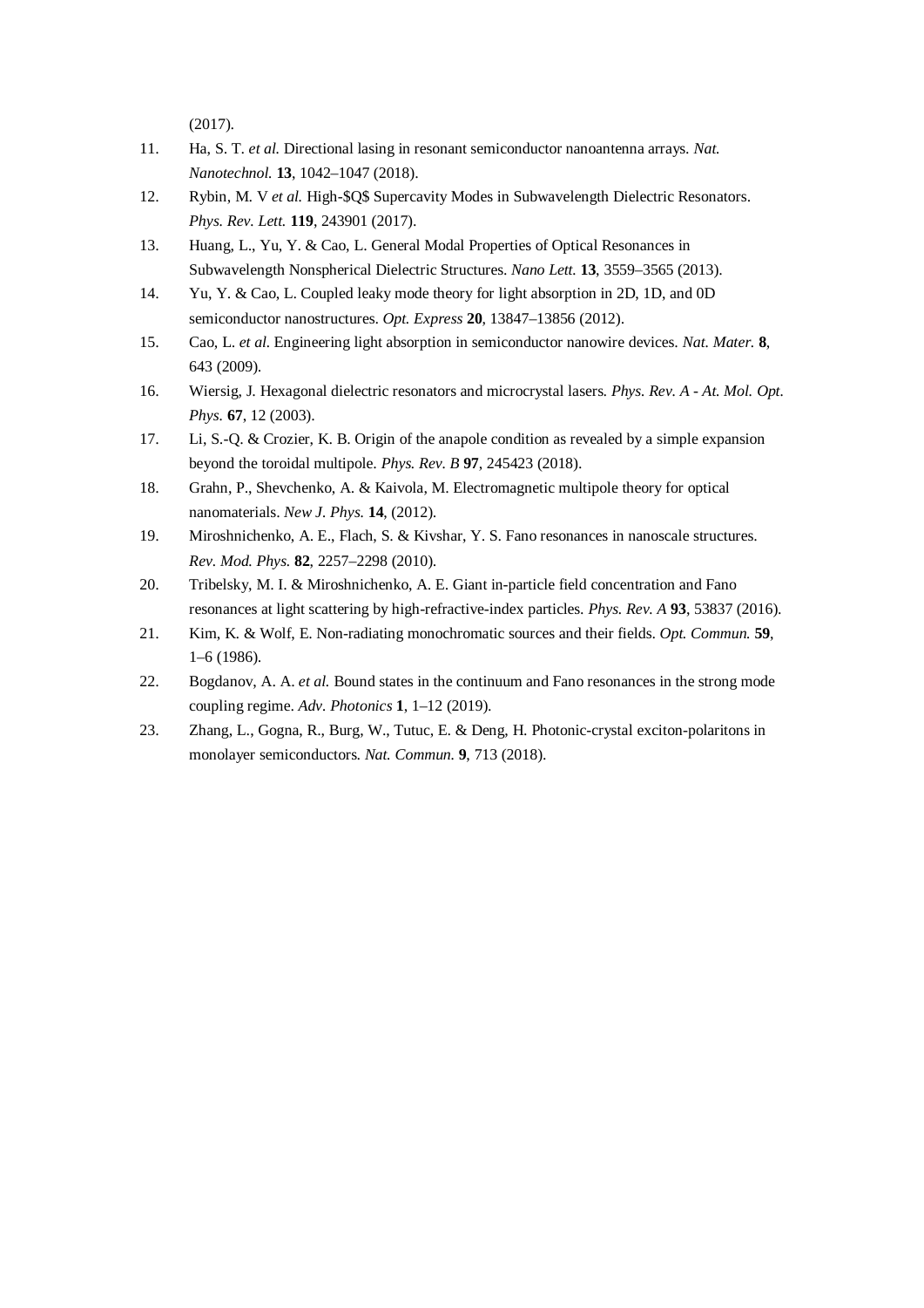(2017).

11. Ha, S. T. *et al.* Directional lasing in resonant semiconductor nanoantenna arrays. *Nat. Nanotechnol.* **13**, 1042–1047 (2018).
12. Rybin, M. V *et al.* High-$Q$ Supercavity Modes in Subwavelength Dielectric Resonators. *Phys. Rev. Lett.* **119**, 243901 (2017).
13. Huang, L., Yu, Y. & Cao, L. General Modal Properties of Optical Resonances in Subwavelength Nonspherical Dielectric Structures. *Nano Lett.* **13**, 3559–3565 (2013).
14. Yu, Y. & Cao, L. Coupled leaky mode theory for light absorption in 2D, 1D, and 0D semiconductor nanostructures. *Opt. Express* **20**, 13847–13856 (2012).
15. Cao, L. *et al.* Engineering light absorption in semiconductor nanowire devices. *Nat. Mater.* **8**, 643 (2009).
16. Wiersig, J. Hexagonal dielectric resonators and microcrystal lasers. *Phys. Rev. A - At. Mol. Opt. Phys.* **67**, 12 (2003).
17. Li, S.-Q. & Crozier, K. B. Origin of the anapole condition as revealed by a simple expansion beyond the toroidal multipole. *Phys. Rev. B* **97**, 245423 (2018).
18. Grahn, P., Shevchenko, A. & Kaivola, M. Electromagnetic multipole theory for optical nanomaterials. *New J. Phys.* **14**, (2012).
19. Miroshnichenko, A. E., Flach, S. & Kivshar, Y. S. Fano resonances in nanoscale structures. *Rev. Mod. Phys.* **82**, 2257–2298 (2010).
20. Tribelsky, M. I. & Miroshnichenko, A. E. Giant in-particle field concentration and Fano resonances at light scattering by high-refractive-index particles. *Phys. Rev. A* **93**, 53837 (2016).
21. Kim, K. & Wolf, E. Non-radiating monochromatic sources and their fields. *Opt. Commun.* **59**, 1–6 (1986).
22. Bogdanov, A. A. *et al.* Bound states in the continuum and Fano resonances in the strong mode coupling regime. *Adv. Photonics* **1**, 1–12 (2019).
23. Zhang, L., Gogna, R., Burg, W., Tutuc, E. & Deng, H. Photonic-crystal exciton-polaritons in monolayer semiconductors. *Nat. Commun.* **9**, 713 (2018).